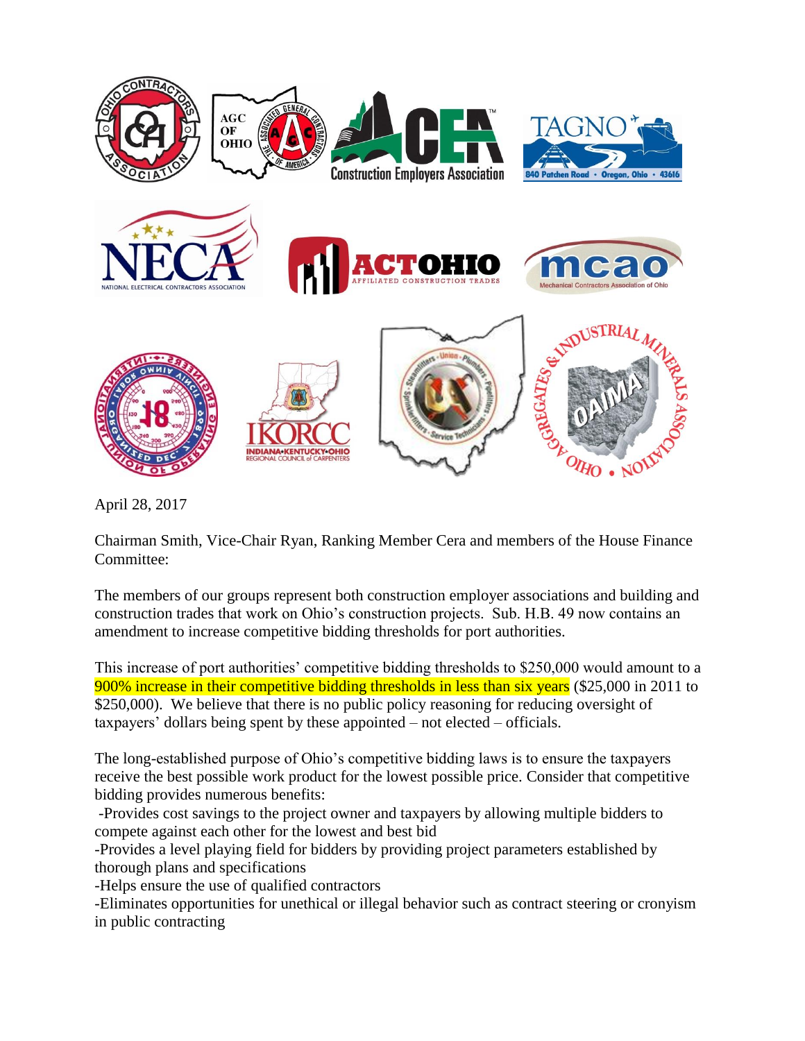April 28, 2017

Chairman Smith, Vice-Chair Ryan, Ranking Member Cera and members of the House Finance Committee:

The members of our groups represent both construction employer associations and building and construction trades that work on Ohio's construction projects. Sub. H.B. 49 now contains an amendment to increase competitive bidding thresholds for port authorities.

This increase of port authorities' competitive bidding thresholds to $250,000 would amount to a 900% increase in their competitive bidding thresholds in less than six years ($25,000 in 2011 to $250,000). We believe that there is no public policy reasoning for reducing oversight of taxpayers' dollars being spent by these appointed – not elected – officials.

The long-established purpose of Ohio's competitive bidding laws is to ensure the taxpayers receive the best possible work product for the lowest possible price. Consider that competitive bidding provides numerous benefits:

-Provides cost savings to the project owner and taxpayers by allowing multiple bidders to compete against each other for the lowest and best bid
-Provides a level playing field for bidders by providing project parameters established by thorough plans and specifications
-Helps ensure the use of qualified contractors
-Eliminates opportunities for unethical or illegal behavior such as contract steering or cronyism in public contracting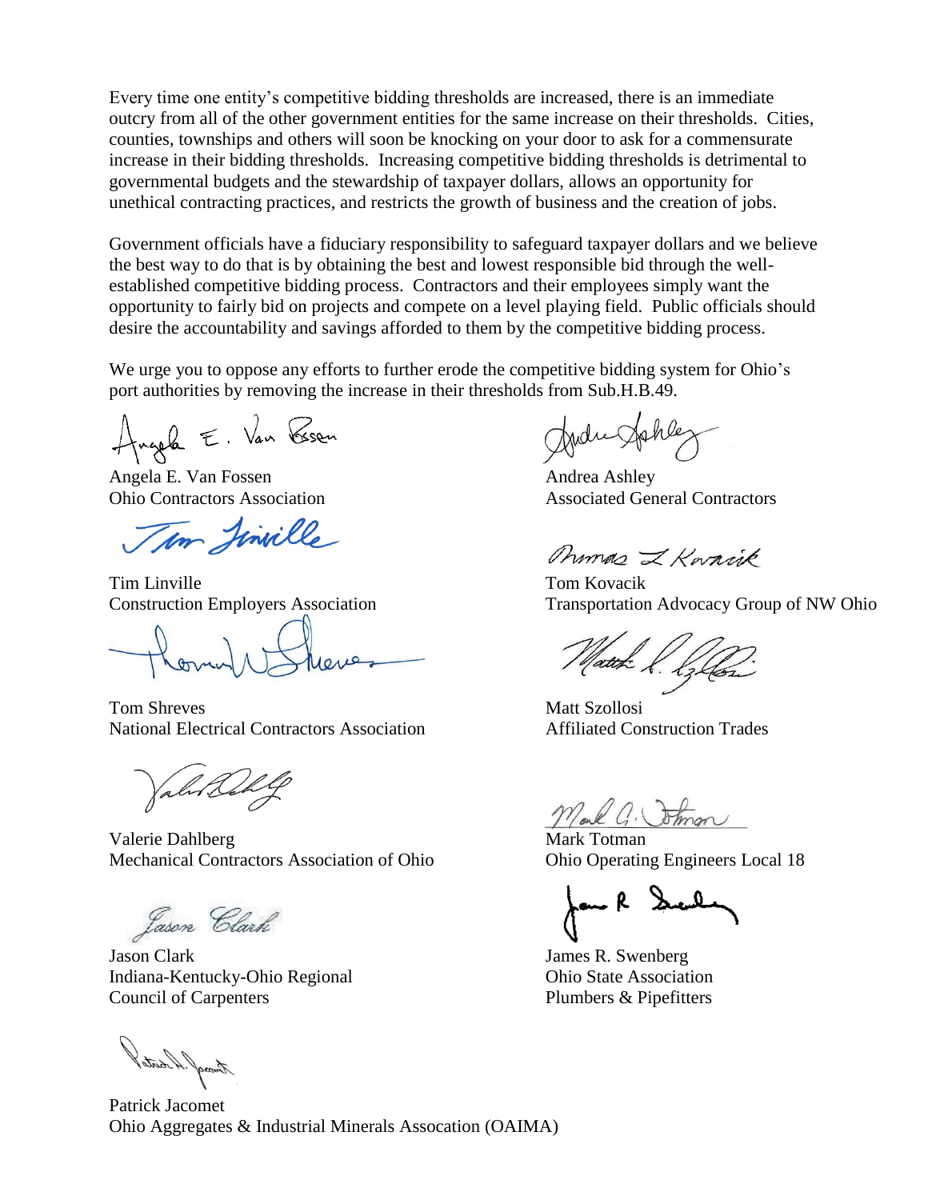Every time one entity's competitive bidding thresholds are increased, there is an immediate outcry from all of the other government entities for the same increase on their thresholds. Cities, counties, townships and others will soon be knocking on your door to ask for a commensurate increase in their bidding thresholds. Increasing competitive bidding thresholds is detrimental to governmental budgets and the stewardship of taxpayer dollars, allows an opportunity for unethical contracting practices, and restricts the growth of business and the creation of jobs.

Government officials have a fiduciary responsibility to safeguard taxpayer dollars and we believe the best way to do that is by obtaining the best and lowest responsible bid through the well-established competitive bidding process. Contractors and their employees simply want the opportunity to fairly bid on projects and compete on a level playing field. Public officials should desire the accountability and savings afforded to them by the competitive bidding process.

We urge you to oppose any efforts to further erode the competitive bidding system for Ohio's port authorities by removing the increase in their thresholds from Sub.H.B.49.

Angela E. Van Fossen
Ohio Contractors Association

Andrea Ashley
Associated General Contractors

Tim Linville
Construction Employers Association

Tom Kovacik
Transportation Advocacy Group of NW Ohio

Tom Shreves
National Electrical Contractors Association

Matt Szollosi
Affiliated Construction Trades

Valerie Dahlberg
Mechanical Contractors Association of Ohio

Mark Totman
Ohio Operating Engineers Local 18

Jason Clark
Indiana-Kentucky-Ohio Regional Council of Carpenters

James R. Swenberg
Ohio State Association Plumbers & Pipefitters

Patrick Jacomet
Ohio Aggregates & Industrial Minerals Assocation (OAIMA)